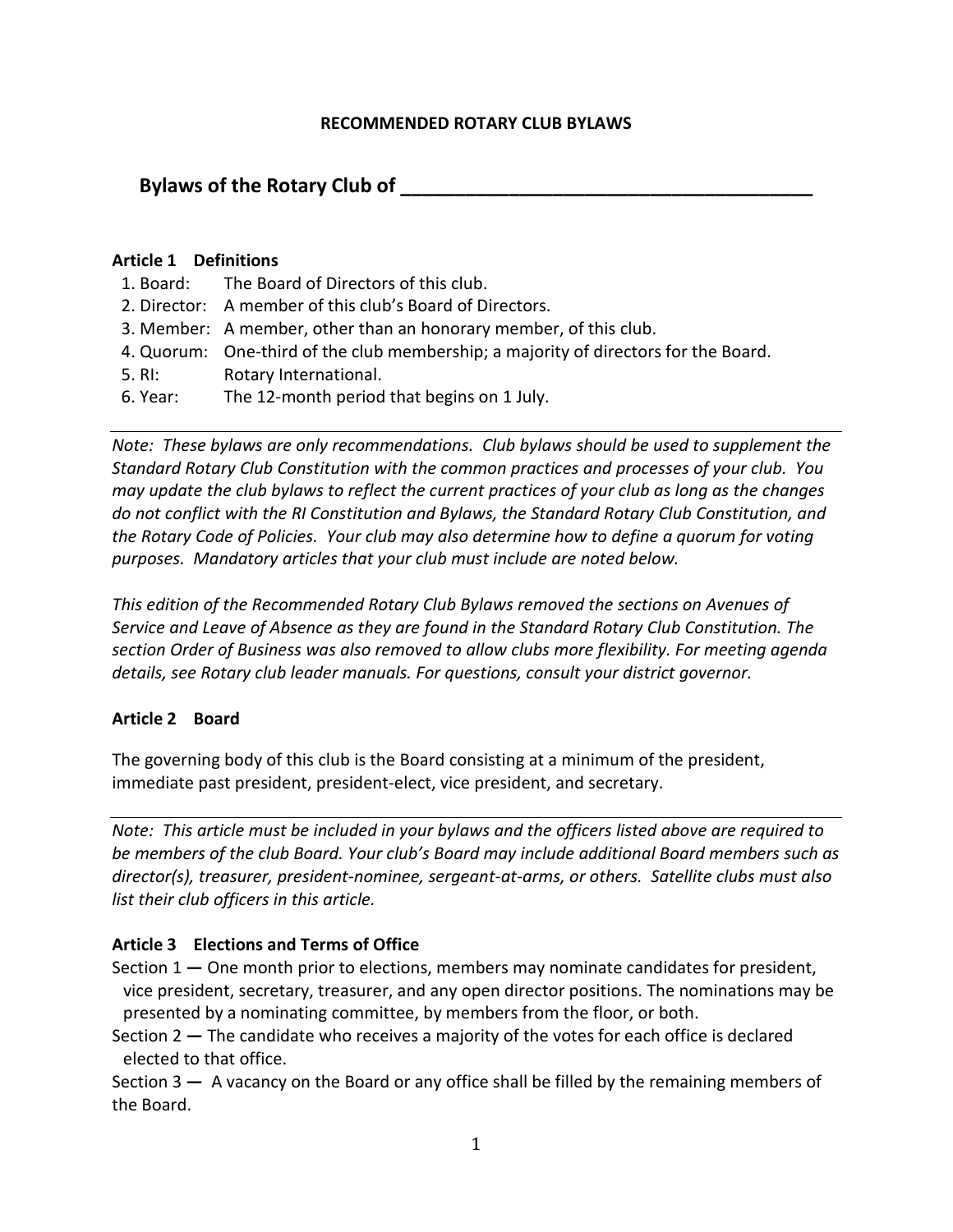**RECOMMENDED ROTARY CLUB BYLAWS**

# Bylaws of the Rotary Club of ______________________________________

### Article 1 Definitions

1. Board: The Board of Directors of this club.
2. Director: A member of this club's Board of Directors.
3. Member: A member, other than an honorary member, of this club.
4. Quorum: One-third of the club membership; a majority of directors for the Board.
5. RI: Rotary International.
6. Year: The 12-month period that begins on 1 July.

---

*Note: These bylaws are only recommendations. Club bylaws should be used to supplement the Standard Rotary Club Constitution with the common practices and processes of your club. You may update the club bylaws to reflect the current practices of your club as long as the changes do not conflict with the RI Constitution and Bylaws, the Standard Rotary Club Constitution, and the Rotary Code of Policies. Your club may also determine how to define a quorum for voting purposes. Mandatory articles that your club must include are noted below.*

*This edition of the Recommended Rotary Club Bylaws removed the sections on Avenues of Service and Leave of Absence as they are found in the Standard Rotary Club Constitution. The section Order of Business was also removed to allow clubs more flexibility. For meeting agenda details, see Rotary club leader manuals. For questions, consult your district governor.*

### Article 2 Board

The governing body of this club is the Board consisting at a minimum of the president, immediate past president, president-elect, vice president, and secretary.

---

*Note: This article must be included in your bylaws and the officers listed above are required to be members of the club Board. Your club's Board may include additional Board members such as director(s), treasurer, president-nominee, sergeant-at-arms, or others. Satellite clubs must also list their club officers in this article.*

### Article 3 Elections and Terms of Office

Section 1 **—** One month prior to elections, members may nominate candidates for president, vice president, secretary, treasurer, and any open director positions. The nominations may be presented by a nominating committee, by members from the floor, or both.

Section 2 **—** The candidate who receives a majority of the votes for each office is declared elected to that office.

Section 3 **—** A vacancy on the Board or any office shall be filled by the remaining members of the Board.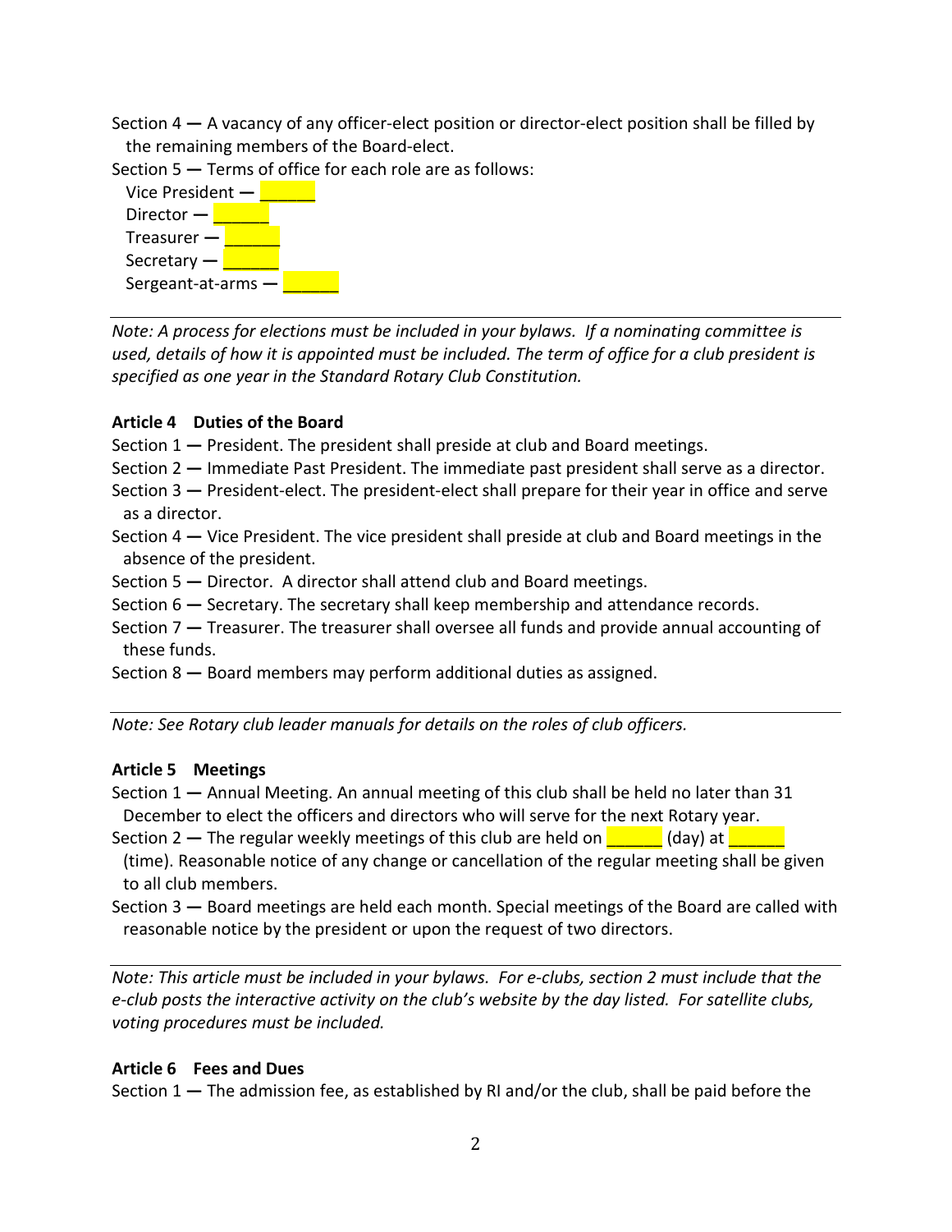Section 4 — A vacancy of any officer-elect position or director-elect position shall be filled by the remaining members of the Board-elect.

Section 5 — Terms of office for each role are as follows:

Vice President — ______
Director — ______
Treasurer — ______
Secretary — ______
Sergeant-at-arms — ______

---

*Note: A process for elections must be included in your bylaws. If a nominating committee is used, details of how it is appointed must be included. The term of office for a club president is specified as one year in the Standard Rotary Club Constitution.*

**Article 4 Duties of the Board**

Section 1 — President. The president shall preside at club and Board meetings.

Section 2 — Immediate Past President. The immediate past president shall serve as a director.

Section 3 — President-elect. The president-elect shall prepare for their year in office and serve as a director.

Section 4 — Vice President. The vice president shall preside at club and Board meetings in the absence of the president.

Section 5 — Director. A director shall attend club and Board meetings.

Section 6 — Secretary. The secretary shall keep membership and attendance records.

Section 7 — Treasurer. The treasurer shall oversee all funds and provide annual accounting of these funds.

Section 8 — Board members may perform additional duties as assigned.

---

*Note: See Rotary club leader manuals for details on the roles of club officers.*

**Article 5 Meetings**

Section 1 — Annual Meeting. An annual meeting of this club shall be held no later than 31 December to elect the officers and directors who will serve for the next Rotary year.

Section 2 — The regular weekly meetings of this club are held on ______ (day) at ______ (time). Reasonable notice of any change or cancellation of the regular meeting shall be given to all club members.

Section 3 — Board meetings are held each month. Special meetings of the Board are called with reasonable notice by the president or upon the request of two directors.

---

*Note: This article must be included in your bylaws. For e-clubs, section 2 must include that the e-club posts the interactive activity on the club's website by the day listed. For satellite clubs, voting procedures must be included.*

**Article 6 Fees and Dues**

Section 1 — The admission fee, as established by RI and/or the club, shall be paid before the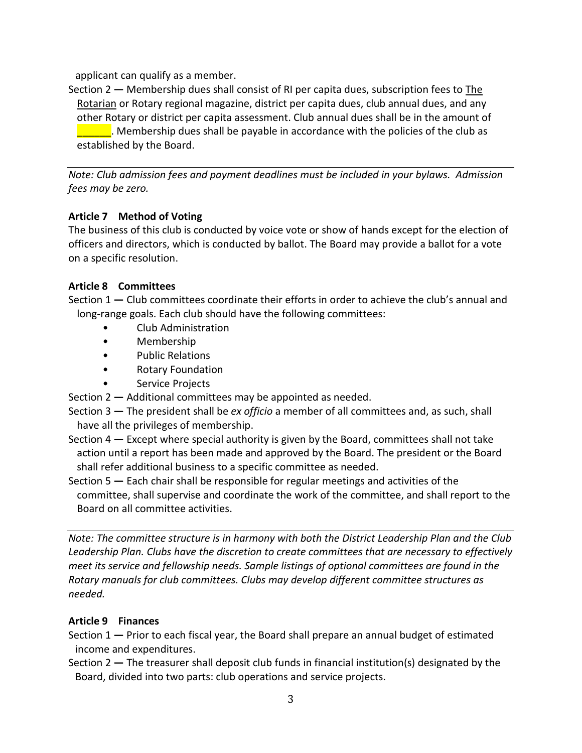applicant can qualify as a member.

Section 2 — Membership dues shall consist of RI per capita dues, subscription fees to The Rotarian or Rotary regional magazine, district per capita dues, club annual dues, and any other Rotary or district per capita assessment. Club annual dues shall be in the amount of ______. Membership dues shall be payable in accordance with the policies of the club as established by the Board.

---

*Note: Club admission fees and payment deadlines must be included in your bylaws. Admission fees may be zero.*

**Article 7 Method of Voting**

The business of this club is conducted by voice vote or show of hands except for the election of officers and directors, which is conducted by ballot. The Board may provide a ballot for a vote on a specific resolution.

**Article 8 Committees**

Section 1 — Club committees coordinate their efforts in order to achieve the club's annual and long-range goals. Each club should have the following committees:

- Club Administration
- Membership
- Public Relations
- Rotary Foundation
- Service Projects

Section 2 — Additional committees may be appointed as needed.

Section 3 — The president shall be *ex officio* a member of all committees and, as such, shall have all the privileges of membership.

Section 4 — Except where special authority is given by the Board, committees shall not take action until a report has been made and approved by the Board. The president or the Board shall refer additional business to a specific committee as needed.

Section 5 — Each chair shall be responsible for regular meetings and activities of the committee, shall supervise and coordinate the work of the committee, and shall report to the Board on all committee activities.

---

*Note: The committee structure is in harmony with both the District Leadership Plan and the Club Leadership Plan. Clubs have the discretion to create committees that are necessary to effectively meet its service and fellowship needs. Sample listings of optional committees are found in the Rotary manuals for club committees. Clubs may develop different committee structures as needed.*

**Article 9 Finances**

Section 1 — Prior to each fiscal year, the Board shall prepare an annual budget of estimated income and expenditures.

Section 2 — The treasurer shall deposit club funds in financial institution(s) designated by the Board, divided into two parts: club operations and service projects.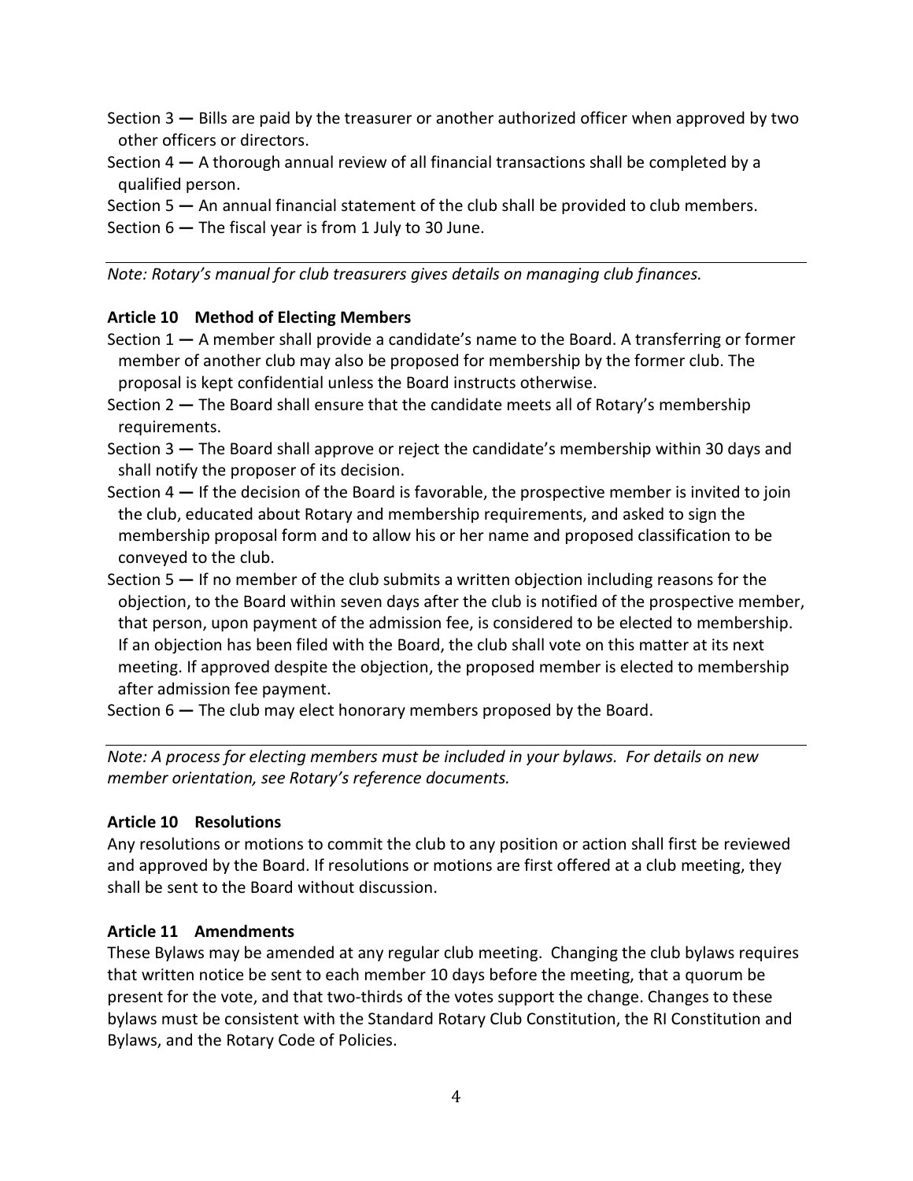Section 3 — Bills are paid by the treasurer or another authorized officer when approved by two other officers or directors.

Section 4 — A thorough annual review of all financial transactions shall be completed by a qualified person.

Section 5 — An annual financial statement of the club shall be provided to club members.

Section 6 — The fiscal year is from 1 July to 30 June.

---

*Note: Rotary's manual for club treasurers gives details on managing club finances.*

### Article 10 Method of Electing Members

Section 1 — A member shall provide a candidate's name to the Board. A transferring or former member of another club may also be proposed for membership by the former club. The proposal is kept confidential unless the Board instructs otherwise.

Section 2 — The Board shall ensure that the candidate meets all of Rotary's membership requirements.

Section 3 — The Board shall approve or reject the candidate's membership within 30 days and shall notify the proposer of its decision.

Section 4 — If the decision of the Board is favorable, the prospective member is invited to join the club, educated about Rotary and membership requirements, and asked to sign the membership proposal form and to allow his or her name and proposed classification to be conveyed to the club.

Section 5 — If no member of the club submits a written objection including reasons for the objection, to the Board within seven days after the club is notified of the prospective member, that person, upon payment of the admission fee, is considered to be elected to membership. If an objection has been filed with the Board, the club shall vote on this matter at its next meeting. If approved despite the objection, the proposed member is elected to membership after admission fee payment.

Section 6 — The club may elect honorary members proposed by the Board.

---

*Note: A process for electing members must be included in your bylaws. For details on new member orientation, see Rotary's reference documents.*

### Article 10 Resolutions

Any resolutions or motions to commit the club to any position or action shall first be reviewed and approved by the Board. If resolutions or motions are first offered at a club meeting, they shall be sent to the Board without discussion.

### Article 11 Amendments

These Bylaws may be amended at any regular club meeting. Changing the club bylaws requires that written notice be sent to each member 10 days before the meeting, that a quorum be present for the vote, and that two-thirds of the votes support the change. Changes to these bylaws must be consistent with the Standard Rotary Club Constitution, the RI Constitution and Bylaws, and the Rotary Code of Policies.